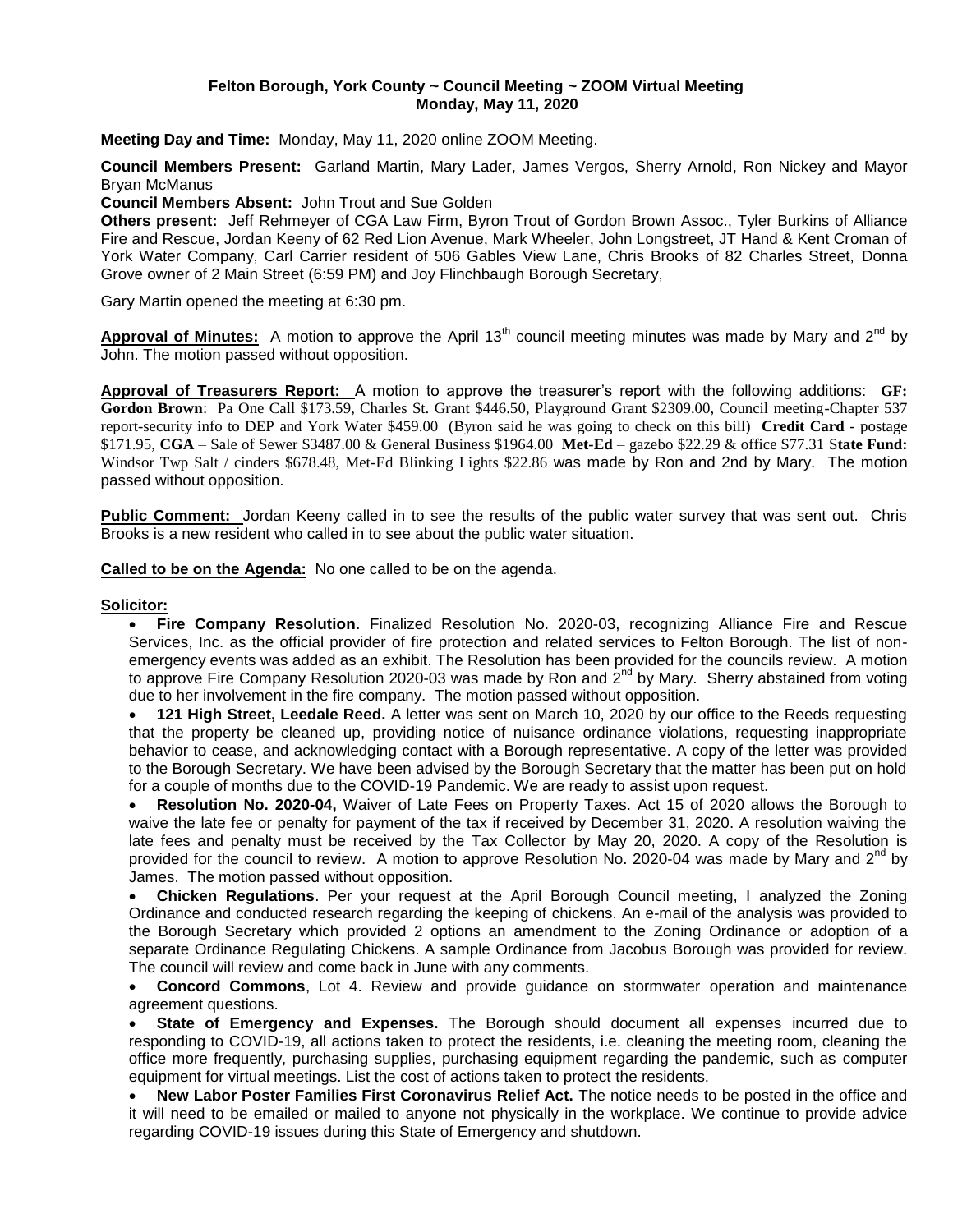**Felton Borough, York County ~ Council Meeting ~ ZOOM Virtual Meeting**
**Monday, May 11, 2020**

**Meeting Day and Time:** Monday, May 11, 2020 online ZOOM Meeting.

**Council Members Present:** Garland Martin, Mary Lader, James Vergos, Sherry Arnold, Ron Nickey and Mayor Bryan McManus

**Council Members Absent:** John Trout and Sue Golden

**Others present:** Jeff Rehmeyer of CGA Law Firm, Byron Trout of Gordon Brown Assoc., Tyler Burkins of Alliance Fire and Rescue, Jordan Keeny of 62 Red Lion Avenue, Mark Wheeler, John Longstreet, JT Hand & Kent Croman of York Water Company, Carl Carrier resident of 506 Gables View Lane, Chris Brooks of 82 Charles Street, Donna Grove owner of 2 Main Street (6:59 PM) and Joy Flinchbaugh Borough Secretary,

Gary Martin opened the meeting at 6:30 pm.

**Approval of Minutes:** A motion to approve the April 13th council meeting minutes was made by Mary and 2nd by John. The motion passed without opposition.

**Approval of Treasurers Report:** A motion to approve the treasurer's report with the following additions: **GF: Gordon Brown**: Pa One Call $173.59, Charles St. Grant $446.50, Playground Grant $2309.00, Council meeting-Chapter 537 report-security info to DEP and York Water $459.00 (Byron said he was going to check on this bill) **Credit Card** - postage $171.95, **CGA** – Sale of Sewer $3487.00 & General Business $1964.00 **Met-Ed** – gazebo $22.29 & office $77.31 **State Fund:** Windsor Twp Salt / cinders $678.48, Met-Ed Blinking Lights $22.86 was made by Ron and 2nd by Mary. The motion passed without opposition.

**Public Comment:** Jordan Keeny called in to see the results of the public water survey that was sent out. Chris Brooks is a new resident who called in to see about the public water situation.

**Called to be on the Agenda:** No one called to be on the agenda.

**Solicitor:**

- **Fire Company Resolution.** Finalized Resolution No. 2020-03, recognizing Alliance Fire and Rescue Services, Inc. as the official provider of fire protection and related services to Felton Borough. The list of non-emergency events was added as an exhibit. The Resolution has been provided for the councils review. A motion to approve Fire Company Resolution 2020-03 was made by Ron and 2nd by Mary. Sherry abstained from voting due to her involvement in the fire company. The motion passed without opposition.
- **121 High Street, Leedale Reed.** A letter was sent on March 10, 2020 by our office to the Reeds requesting that the property be cleaned up, providing notice of nuisance ordinance violations, requesting inappropriate behavior to cease, and acknowledging contact with a Borough representative. A copy of the letter was provided to the Borough Secretary. We have been advised by the Borough Secretary that the matter has been put on hold for a couple of months due to the COVID-19 Pandemic. We are ready to assist upon request.
- **Resolution No. 2020-04,** Waiver of Late Fees on Property Taxes. Act 15 of 2020 allows the Borough to waive the late fee or penalty for payment of the tax if received by December 31, 2020. A resolution waiving the late fees and penalty must be received by the Tax Collector by May 20, 2020. A copy of the Resolution is provided for the council to review. A motion to approve Resolution No. 2020-04 was made by Mary and 2nd by James. The motion passed without opposition.
- **Chicken Regulations**. Per your request at the April Borough Council meeting, I analyzed the Zoning Ordinance and conducted research regarding the keeping of chickens. An e-mail of the analysis was provided to the Borough Secretary which provided 2 options an amendment to the Zoning Ordinance or adoption of a separate Ordinance Regulating Chickens. A sample Ordinance from Jacobus Borough was provided for review. The council will review and come back in June with any comments.
- **Concord Commons**, Lot 4. Review and provide guidance on stormwater operation and maintenance agreement questions.
- **State of Emergency and Expenses.** The Borough should document all expenses incurred due to responding to COVID-19, all actions taken to protect the residents, i.e. cleaning the meeting room, cleaning the office more frequently, purchasing supplies, purchasing equipment regarding the pandemic, such as computer equipment for virtual meetings. List the cost of actions taken to protect the residents.
- **New Labor Poster Families First Coronavirus Relief Act.** The notice needs to be posted in the office and it will need to be emailed or mailed to anyone not physically in the workplace. We continue to provide advice regarding COVID-19 issues during this State of Emergency and shutdown.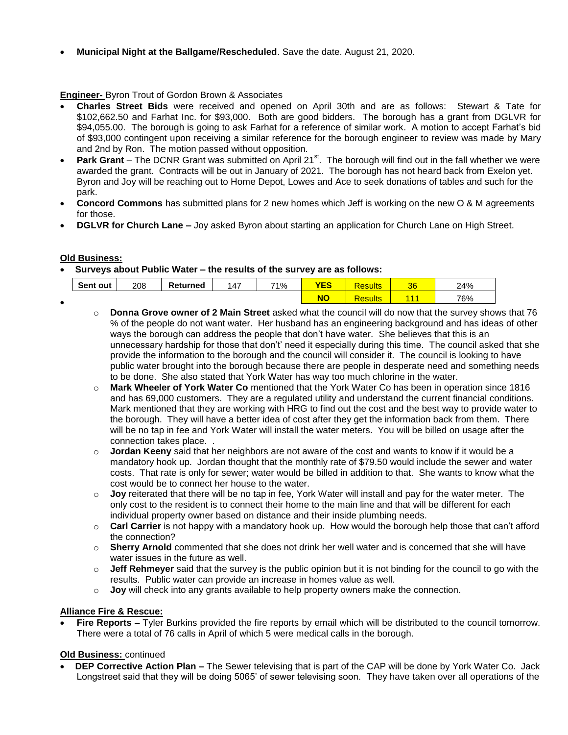- **Municipal Night at the Ballgame/Rescheduled**. Save the date. August 21, 2020.

**Engineer-** Byron Trout of Gordon Brown & Associates

- **Charles Street Bids** were received and opened on April 30th and are as follows: Stewart & Tate for $102,662.50 and Farhat Inc. for $93,000. Both are good bidders. The borough has a grant from DGLVR for $94,055.00. The borough is going to ask Farhat for a reference of similar work. A motion to accept Farhat's bid of $93,000 contingent upon receiving a similar reference for the borough engineer to review was made by Mary and 2nd by Ron. The motion passed without opposition.
- **Park Grant** – The DCNR Grant was submitted on April 21st. The borough will find out in the fall whether we were awarded the grant. Contracts will be out in January of 2021. The borough has not heard back from Exelon yet. Byron and Joy will be reaching out to Home Depot, Lowes and Ace to seek donations of tables and such for the park.
- **Concord Commons** has submitted plans for 2 new homes which Jeff is working on the new O & M agreements for those.
- **DGLVR for Church Lane –** Joy asked Byron about starting an application for Church Lane on High Street.

**Old Business:**

- **Surveys about Public Water – the results of the survey are as follows:**

| Sent out | 208 | Returned | 147 | 71% | YES | Results | 36 | 24% |
|---|---|---|---|---|---|---|---|---|
| | | | | | NO | Results | 111 | 76% |

- 
    - **Donna Grove owner of 2 Main Street** asked what the council will do now that the survey shows that 76 % of the people do not want water. Her husband has an engineering background and has ideas of other ways the borough can address the people that don't have water. She believes that this is an unnecessary hardship for those that don't' need it especially during this time. The council asked that she provide the information to the borough and the council will consider it. The council is looking to have public water brought into the borough because there are people in desperate need and something needs to be done. She also stated that York Water has way too much chlorine in the water.
    - **Mark Wheeler of York Water Co** mentioned that the York Water Co has been in operation since 1816 and has 69,000 customers. They are a regulated utility and understand the current financial conditions. Mark mentioned that they are working with HRG to find out the cost and the best way to provide water to the borough. They will have a better idea of cost after they get the information back from them. There will be no tap in fee and York Water will install the water meters. You will be billed on usage after the connection takes place. .
    - **Jordan Keeny** said that her neighbors are not aware of the cost and wants to know if it would be a mandatory hook up. Jordan thought that the monthly rate of $79.50 would include the sewer and water costs. That rate is only for sewer; water would be billed in addition to that. She wants to know what the cost would be to connect her house to the water.
    - **Joy** reiterated that there will be no tap in fee, York Water will install and pay for the water meter. The only cost to the resident is to connect their home to the main line and that will be different for each individual property owner based on distance and their inside plumbing needs.
    - **Carl Carrier** is not happy with a mandatory hook up. How would the borough help those that can't afford the connection?
    - **Sherry Arnold** commented that she does not drink her well water and is concerned that she will have water issues in the future as well.
    - **Jeff Rehmeyer** said that the survey is the public opinion but it is not binding for the council to go with the results. Public water can provide an increase in homes value as well.
    - **Joy** will check into any grants available to help property owners make the connection.

**Alliance Fire & Rescue:**

- **Fire Reports –** Tyler Burkins provided the fire reports by email which will be distributed to the council tomorrow. There were a total of 76 calls in April of which 5 were medical calls in the borough.

**Old Business:** continued

- **DEP Corrective Action Plan –** The Sewer televising that is part of the CAP will be done by York Water Co. Jack Longstreet said that they will be doing 5065' of sewer televising soon. They have taken over all operations of the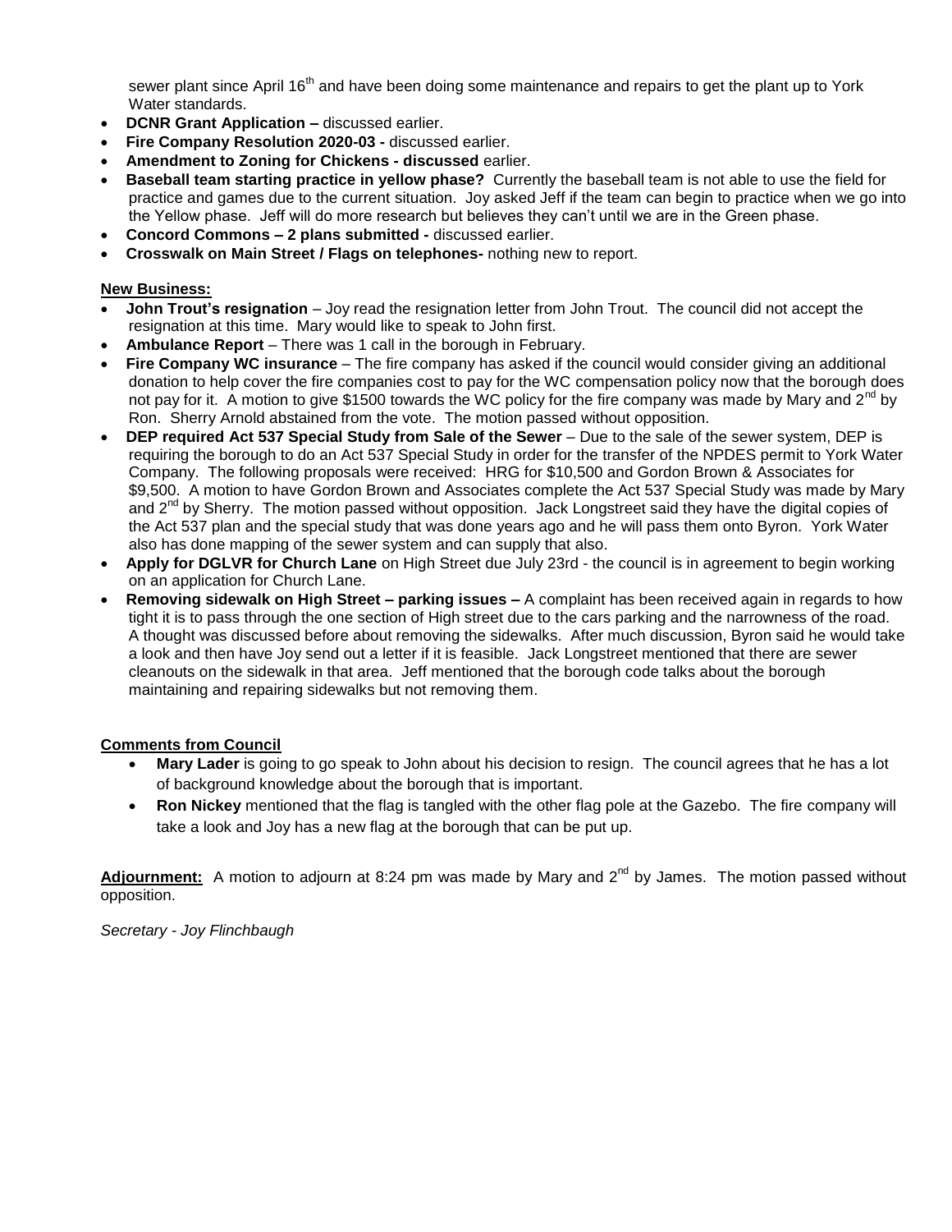sewer plant since April 16th and have been doing some maintenance and repairs to get the plant up to York Water standards.

- **DCNR Grant Application –** discussed earlier.
- **Fire Company Resolution 2020-03 -** discussed earlier.
- **Amendment to Zoning for Chickens - discussed** earlier.
- **Baseball team starting practice in yellow phase?** Currently the baseball team is not able to use the field for practice and games due to the current situation. Joy asked Jeff if the team can begin to practice when we go into the Yellow phase. Jeff will do more research but believes they can't until we are in the Green phase.
- **Concord Commons – 2 plans submitted -** discussed earlier.
- **Crosswalk on Main Street / Flags on telephones-** nothing new to report.

**New Business:**

- **John Trout's resignation** – Joy read the resignation letter from John Trout. The council did not accept the resignation at this time. Mary would like to speak to John first.
- **Ambulance Report** – There was 1 call in the borough in February.
- **Fire Company WC insurance** – The fire company has asked if the council would consider giving an additional donation to help cover the fire companies cost to pay for the WC compensation policy now that the borough does not pay for it. A motion to give $1500 towards the WC policy for the fire company was made by Mary and 2nd by Ron. Sherry Arnold abstained from the vote. The motion passed without opposition.
- **DEP required Act 537 Special Study from Sale of the Sewer** – Due to the sale of the sewer system, DEP is requiring the borough to do an Act 537 Special Study in order for the transfer of the NPDES permit to York Water Company. The following proposals were received: HRG for $10,500 and Gordon Brown & Associates for $9,500. A motion to have Gordon Brown and Associates complete the Act 537 Special Study was made by Mary and 2nd by Sherry. The motion passed without opposition. Jack Longstreet said they have the digital copies of the Act 537 plan and the special study that was done years ago and he will pass them onto Byron. York Water also has done mapping of the sewer system and can supply that also.
- **Apply for DGLVR for Church Lane** on High Street due July 23rd - the council is in agreement to begin working on an application for Church Lane.
- **Removing sidewalk on High Street – parking issues –** A complaint has been received again in regards to how tight it is to pass through the one section of High street due to the cars parking and the narrowness of the road. A thought was discussed before about removing the sidewalks. After much discussion, Byron said he would take a look and then have Joy send out a letter if it is feasible. Jack Longstreet mentioned that there are sewer cleanouts on the sidewalk in that area. Jeff mentioned that the borough code talks about the borough maintaining and repairing sidewalks but not removing them.

**Comments from Council**

- **Mary Lader** is going to go speak to John about his decision to resign. The council agrees that he has a lot of background knowledge about the borough that is important.
- **Ron Nickey** mentioned that the flag is tangled with the other flag pole at the Gazebo. The fire company will take a look and Joy has a new flag at the borough that can be put up.

**Adjournment:** A motion to adjourn at 8:24 pm was made by Mary and 2nd by James. The motion passed without opposition.

*Secretary - Joy Flinchbaugh*